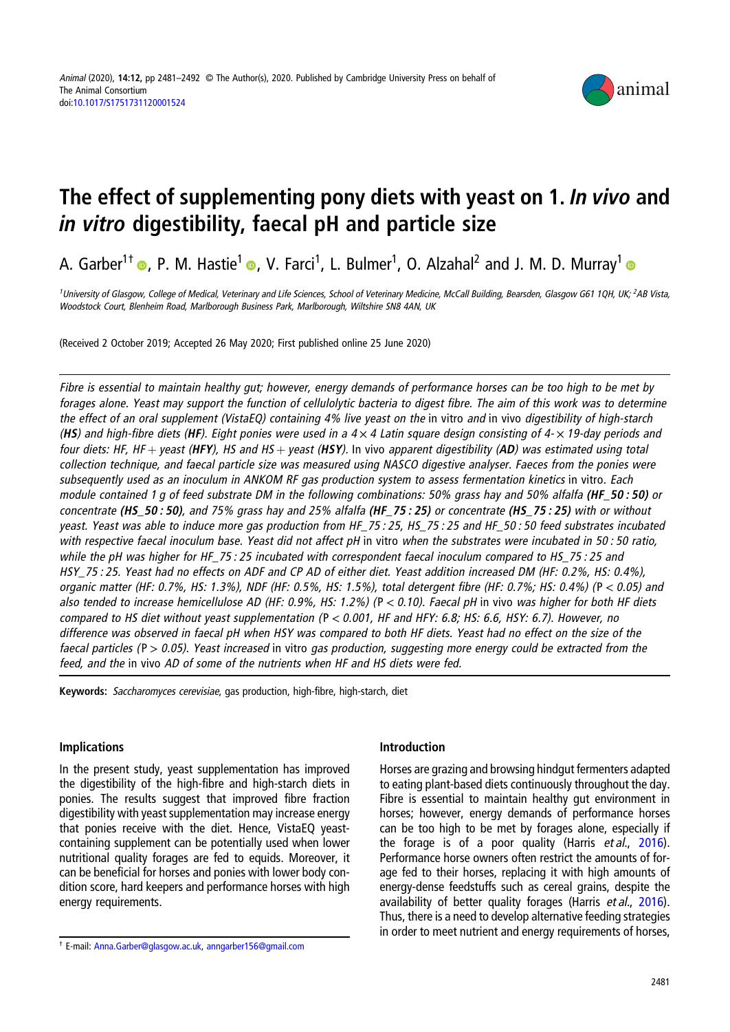# The effect of supplementing pony diets with yeast on 1. *In vivo* and *in vitro* digestibility, faecal pH and particle size

A. Garber[1†], P. M. Hastie[1], V. Farci[1], L. Bulmer[1], O. Alzahal[2] and J. M. D. Murray[1]

[1]*University of Glasgow, College of Medical, Veterinary and Life Sciences, School of Veterinary Medicine, McCall Building, Bearsden, Glasgow G61 1QH, UK;* [2]*AB Vista, Woodstock Court, Blenheim Road, Marlborough Business Park, Marlborough, Wiltshire SN8 4AN, UK*

(Received 2 October 2019; Accepted 26 May 2020; First published online 25 June 2020)

*Fibre is essential to maintain healthy gut; however, energy demands of performance horses can be too high to be met by forages alone. Yeast may support the function of cellulolytic bacteria to digest fibre. The aim of this work was to determine the effect of an oral supplement (VistaEQ) containing 4% live yeast on the* in vitro *and* in vivo *digestibility of high-starch (**HS**) and high-fibre diets (**HF**). Eight ponies were used in a 4 × 4 Latin square design consisting of 4- × 19-day periods and four diets: HF, HF + yeast (**HFY**), HS and HS + yeast (**HSY**).* In vivo *apparent digestibility (**AD**) was estimated using total collection technique, and faecal particle size was measured using NASCO digestive analyser. Faeces from the ponies were subsequently used as an inoculum in ANKOM RF gas production system to assess fermentation kinetics* in vitro. *Each module contained 1 g of feed substrate DM in the following combinations: 50% grass hay and 50% alfalfa **(HF_50 : 50)** or concentrate **(HS_50 : 50)**, and 75% grass hay and 25% alfalfa **(HF_75 : 25)** or concentrate **(HS_75 : 25)** with or without yeast. Yeast was able to induce more gas production from HF_75 : 25, HS_75 : 25 and HF_50 : 50 feed substrates incubated with respective faecal inoculum base. Yeast did not affect pH* in vitro *when the substrates were incubated in 50 : 50 ratio, while the pH was higher for HF_75 : 25 incubated with correspondent faecal inoculum compared to HS_75 : 25 and HSY_75 : 25. Yeast had no effects on ADF and CP AD of either diet. Yeast addition increased DM (HF: 0.2%, HS: 0.4%), organic matter (HF: 0.7%, HS: 1.3%), NDF (HF: 0.5%, HS: 1.5%), total detergent fibre (HF: 0.7%; HS: 0.4%) (*$P < 0.05$*) and also tended to increase hemicellulose AD (HF: 0.9%, HS: 1.2%) (*$P < 0.10$*). Faecal pH* in vivo *was higher for both HF diets compared to HS diet without yeast supplementation (*$P < 0.001$*, HF and HFY: 6.8; HS: 6.6, HSY: 6.7). However, no difference was observed in faecal pH when HSY was compared to both HF diets. Yeast had no effect on the size of the faecal particles (*$P > 0.05$*). Yeast increased* in vitro *gas production, suggesting more energy could be extracted from the feed, and the* in vivo *AD of some of the nutrients when HF and HS diets were fed.*

**Keywords:** *Saccharomyces cerevisiae*, gas production, high-fibre, high-starch, diet

## Implications

In the present study, yeast supplementation has improved the digestibility of the high-fibre and high-starch diets in ponies. The results suggest that improved fibre fraction digestibility with yeast supplementation may increase energy that ponies receive with the diet. Hence, VistaEQ yeast-containing supplement can be potentially used when lower nutritional quality forages are fed to equids. Moreover, it can be beneficial for horses and ponies with lower body condition score, hard keepers and performance horses with high energy requirements.

## Introduction

Horses are grazing and browsing hindgut fermenters adapted to eating plant-based diets continuously throughout the day. Fibre is essential to maintain healthy gut environment in horses; however, energy demands of performance horses can be too high to be met by forages alone, especially if the forage is of a poor quality (Harris *et al.*, 2016). Performance horse owners often restrict the amounts of forage fed to their horses, replacing it with high amounts of energy-dense feedstuffs such as cereal grains, despite the availability of better quality forages (Harris *et al.*, 2016). Thus, there is a need to develop alternative feeding strategies in order to meet nutrient and energy requirements of horses,

† E-mail: Anna.Garber@glasgow.ac.uk, anngarber156@gmail.com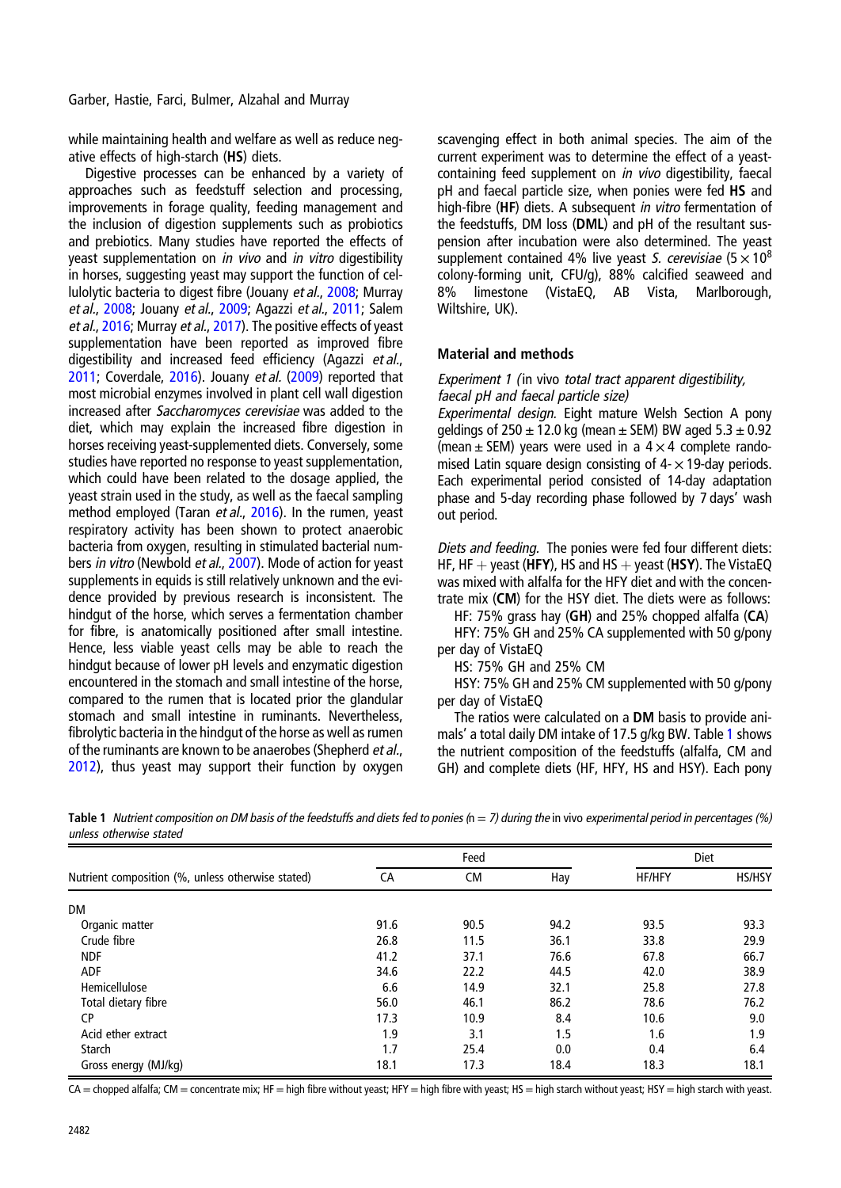while maintaining health and welfare as well as reduce negative effects of high-starch (**HS**) diets.

Digestive processes can be enhanced by a variety of approaches such as feedstuff selection and processing, improvements in forage quality, feeding management and the inclusion of digestion supplements such as probiotics and prebiotics. Many studies have reported the effects of yeast supplementation on *in vivo* and *in vitro* digestibility in horses, suggesting yeast may support the function of cellulolytic bacteria to digest fibre (Jouany *et al.*, 2008; Murray *et al.*, 2008; Jouany *et al.*, 2009; Agazzi *et al.*, 2011; Salem *et al.*, 2016; Murray *et al.*, 2017). The positive effects of yeast supplementation have been reported as improved fibre digestibility and increased feed efficiency (Agazzi *et al.*, 2011; Coverdale, 2016). Jouany *et al.* (2009) reported that most microbial enzymes involved in plant cell wall digestion increased after *Saccharomyces cerevisiae* was added to the diet, which may explain the increased fibre digestion in horses receiving yeast-supplemented diets. Conversely, some studies have reported no response to yeast supplementation, which could have been related to the dosage applied, the yeast strain used in the study, as well as the faecal sampling method employed (Taran *et al.*, 2016). In the rumen, yeast respiratory activity has been shown to protect anaerobic bacteria from oxygen, resulting in stimulated bacterial numbers *in vitro* (Newbold *et al.*, 2007). Mode of action for yeast supplements in equids is still relatively unknown and the evidence provided by previous research is inconsistent. The hindgut of the horse, which serves a fermentation chamber for fibre, is anatomically positioned after small intestine. Hence, less viable yeast cells may be able to reach the hindgut because of lower pH levels and enzymatic digestion encountered in the stomach and small intestine of the horse, compared to the rumen that is located prior the glandular stomach and small intestine in ruminants. Nevertheless, fibrolytic bacteria in the hindgut of the horse as well as rumen of the ruminants are known to be anaerobes (Shepherd *et al.*, 2012), thus yeast may support their function by oxygen scavenging effect in both animal species. The aim of the current experiment was to determine the effect of a yeast-containing feed supplement on *in vivo* digestibility, faecal pH and faecal particle size, when ponies were fed **HS** and high-fibre (**HF**) diets. A subsequent *in vitro* fermentation of the feedstuffs, DM loss (**DML**) and pH of the resultant suspension after incubation were also determined. The yeast supplement contained 4% live yeast *S. cerevisiae* ($5 \times 10^8$ colony-forming unit, CFU/g), 88% calcified seaweed and 8% limestone (VistaEQ, AB Vista, Marlborough, Wiltshire, UK).

## Material and methods

### Experiment 1 (*in vivo total tract apparent digestibility, faecal pH and faecal particle size*)

*Experimental design.* Eight mature Welsh Section A pony geldings of 250 ± 12.0 kg (mean ± SEM) BW aged 5.3 ± 0.92 (mean ± SEM) years were used in a 4 × 4 complete randomised Latin square design consisting of 4- × 19-day periods. Each experimental period consisted of 14-day adaptation phase and 5-day recording phase followed by 7 days' wash out period.

*Diets and feeding.* The ponies were fed four different diets: HF, HF + yeast (**HFY**), HS and HS + yeast (**HSY**). The VistaEQ was mixed with alfalfa for the HFY diet and with the concentrate mix (**CM**) for the HSY diet. The diets were as follows:

HF: 75% grass hay (**GH**) and 25% chopped alfalfa (**CA**)

HFY: 75% GH and 25% CA supplemented with 50 g/pony per day of VistaEQ

HS: 75% GH and 25% CM

HSY: 75% GH and 25% CM supplemented with 50 g/pony per day of VistaEQ

The ratios were calculated on a **DM** basis to provide animals' a total daily DM intake of 17.5 g/kg BW. Table 1 shows the nutrient composition of the feedstuffs (alfalfa, CM and GH) and complete diets (HF, HFY, HS and HSY). Each pony

**Table 1** *Nutrient composition on DM basis of the feedstuffs and diets fed to ponies (n = 7) during the in vivo experimental period in percentages (%) unless otherwise stated*

| Nutrient composition (%, unless otherwise stated) | Feed | | | Diet | |
|---|---|---|---|---|---|
| | CA | CM | Hay | HF/HFY | HS/HSY |
| DM | | | | | |
| Organic matter | 91.6 | 90.5 | 94.2 | 93.5 | 93.3 |
| Crude fibre | 26.8 | 11.5 | 36.1 | 33.8 | 29.9 |
| NDF | 41.2 | 37.1 | 76.6 | 67.8 | 66.7 |
| ADF | 34.6 | 22.2 | 44.5 | 42.0 | 38.9 |
| Hemicellulose | 6.6 | 14.9 | 32.1 | 25.8 | 27.8 |
| Total dietary fibre | 56.0 | 46.1 | 86.2 | 78.6 | 76.2 |
| CP | 17.3 | 10.9 | 8.4 | 10.6 | 9.0 |
| Acid ether extract | 1.9 | 3.1 | 1.5 | 1.6 | 1.9 |
| Starch | 1.7 | 25.4 | 0.0 | 0.4 | 6.4 |
| Gross energy (MJ/kg) | 18.1 | 17.3 | 18.4 | 18.3 | 18.1 |

CA = chopped alfalfa; CM = concentrate mix; HF = high fibre without yeast; HFY = high fibre with yeast; HS = high starch without yeast; HSY = high starch with yeast.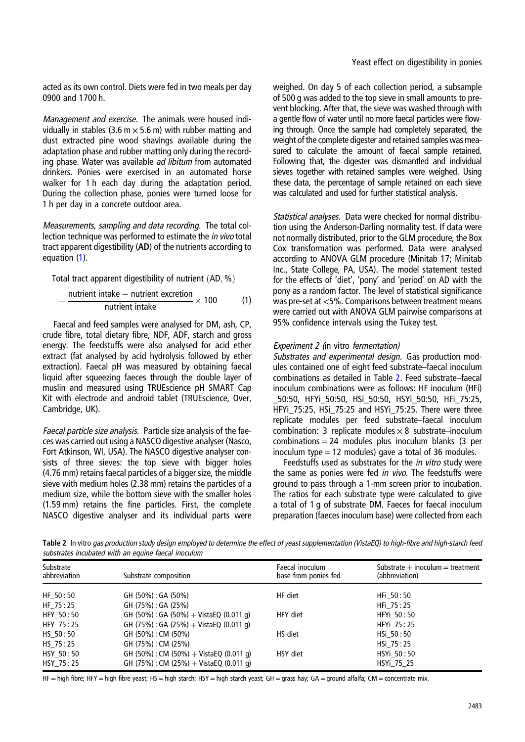acted as its own control. Diets were fed in two meals per day 0900 and 1700 h.

*Management and exercise.* The animals were housed individually in stables (3.6 m × 5.6 m) with rubber matting and dust extracted pine wood shavings available during the adaptation phase and rubber matting only during the recording phase. Water was available *ad libitum* from automated drinkers. Ponies were exercised in an automated horse walker for 1 h each day during the adaptation period. During the collection phase, ponies were turned loose for 1 h per day in a concrete outdoor area.

*Measurements, sampling and data recording.* The total collection technique was performed to estimate the *in vivo* total tract apparent digestibility (**AD**) of the nutrients according to equation (1).

$$\text{Total tract apparent digestibility of nutrient (AD, \%)} = \frac{\text{nutrient intake} - \text{nutrient excretion}}{\text{nutrient intake}} \times 100 \qquad (1)$$

Faecal and feed samples were analysed for DM, ash, CP, crude fibre, total dietary fibre, NDF, ADF, starch and gross energy. The feedstuffs were also analysed for acid ether extract (fat analysed by acid hydrolysis followed by ether extraction). Faecal pH was measured by obtaining faecal liquid after squeezing faeces through the double layer of muslin and measured using TRUEscience pH SMART Cap Kit with electrode and android tablet (TRUEscience, Over, Cambridge, UK).

*Faecal particle size analysis.* Particle size analysis of the faeces was carried out using a NASCO digestive analyser (Nasco, Fort Atkinson, WI, USA). The NASCO digestive analyser consists of three sieves: the top sieve with bigger holes (4.76 mm) retains faecal particles of a bigger size, the middle sieve with medium holes (2.38 mm) retains the particles of a medium size, while the bottom sieve with the smaller holes (1.59 mm) retains the fine particles. First, the complete NASCO digestive analyser and its individual parts were weighed. On day 5 of each collection period, a subsample of 500 g was added to the top sieve in small amounts to prevent blocking. After that, the sieve was washed through with a gentle flow of water until no more faecal particles were flowing through. Once the sample had completely separated, the weight of the complete digester and retained samples was measured to calculate the amount of faecal sample retained. Following that, the digester was dismantled and individual sieves together with retained samples were weighed. Using these data, the percentage of sample retained on each sieve was calculated and used for further statistical analysis.

*Statistical analyses.* Data were checked for normal distribution using the Anderson-Darling normality test. If data were not normally distributed, prior to the GLM procedure, the Box Cox transformation was performed. Data were analysed according to ANOVA GLM procedure (Minitab 17; Minitab Inc., State College, PA, USA). The model statement tested for the effects of 'diet', 'pony' and 'period' on AD with the pony as a random factor. The level of statistical significance was pre-set at <5%. Comparisons between treatment means were carried out with ANOVA GLM pairwise comparisons at 95% confidence intervals using the Tukey test.

### *Experiment 2 (*in vitro *fermentation)*

*Substrates and experimental design.* Gas production modules contained one of eight feed substrate–faecal inoculum combinations as detailed in Table 2. Feed substrate–faecal inoculum combinations were as follows: HF inoculum (HFi) _50:50, HFYi_50:50, HSi_50:50, HSYi_50:50, HFi_75:25, HFYi_75:25, HSi_75:25 and HSYi_75:25. There were three replicate modules per feed substrate–faecal inoculum combination: 3 replicate modules × 8 substrate–inoculum combinations = 24 modules plus inoculum blanks (3 per inoculum type = 12 modules) gave a total of 36 modules.

Feedstuffs used as substrates for the *in vitro* study were the same as ponies were fed *in vivo*. The feedstuffs were ground to pass through a 1-mm screen prior to incubation. The ratios for each substrate type were calculated to give a total of 1 g of substrate DM. Faeces for faecal inoculum preparation (faeces inoculum base) were collected from each

**Table 2** In vitro *gas production study design employed to determine the effect of yeast supplementation (VistaEQ) to high-fibre and high-starch feed substrates incubated with an equine faecal inoculum*

| Substrate abbreviation | Substrate composition | Faecal inoculum base from ponies fed | Substrate + inoculum = treatment (abbreviation) |
|---|---|---|---|
| HF_50 : 50 | GH (50%) : GA (50%) | HF diet | HFi_50 : 50 |
| HF_75 : 25 | GH (75%) : GA (25%) | | HFi_75 : 25 |
| HFY_50 : 50 | GH (50%) : GA (50%) + VistaEQ (0.011 g) | HFY diet | HFYi_50 : 50 |
| HFY_75 : 25 | GH (75%) : GA (25%) + VistaEQ (0.011 g) | | HFYi_75 : 25 |
| HS_50 : 50 | GH (50%) : CM (50%) | HS diet | HSi_50 : 50 |
| HS_75 : 25 | GH (75%) : CM (25%) | | HSi_75 : 25 |
| HSY_50 : 50 | GH (50%) : CM (50%) + VistaEQ (0.011 g) | HSY diet | HSYi_50 : 50 |
| HSY_75 : 25 | GH (75%) : CM (25%) + VistaEQ (0.011 g) | | HSYi_75_25 |

HF = high fibre; HFY = high fibre yeast; HS = high starch; HSY = high starch yeast; GH = grass hay; GA = ground alfalfa; CM = concentrate mix.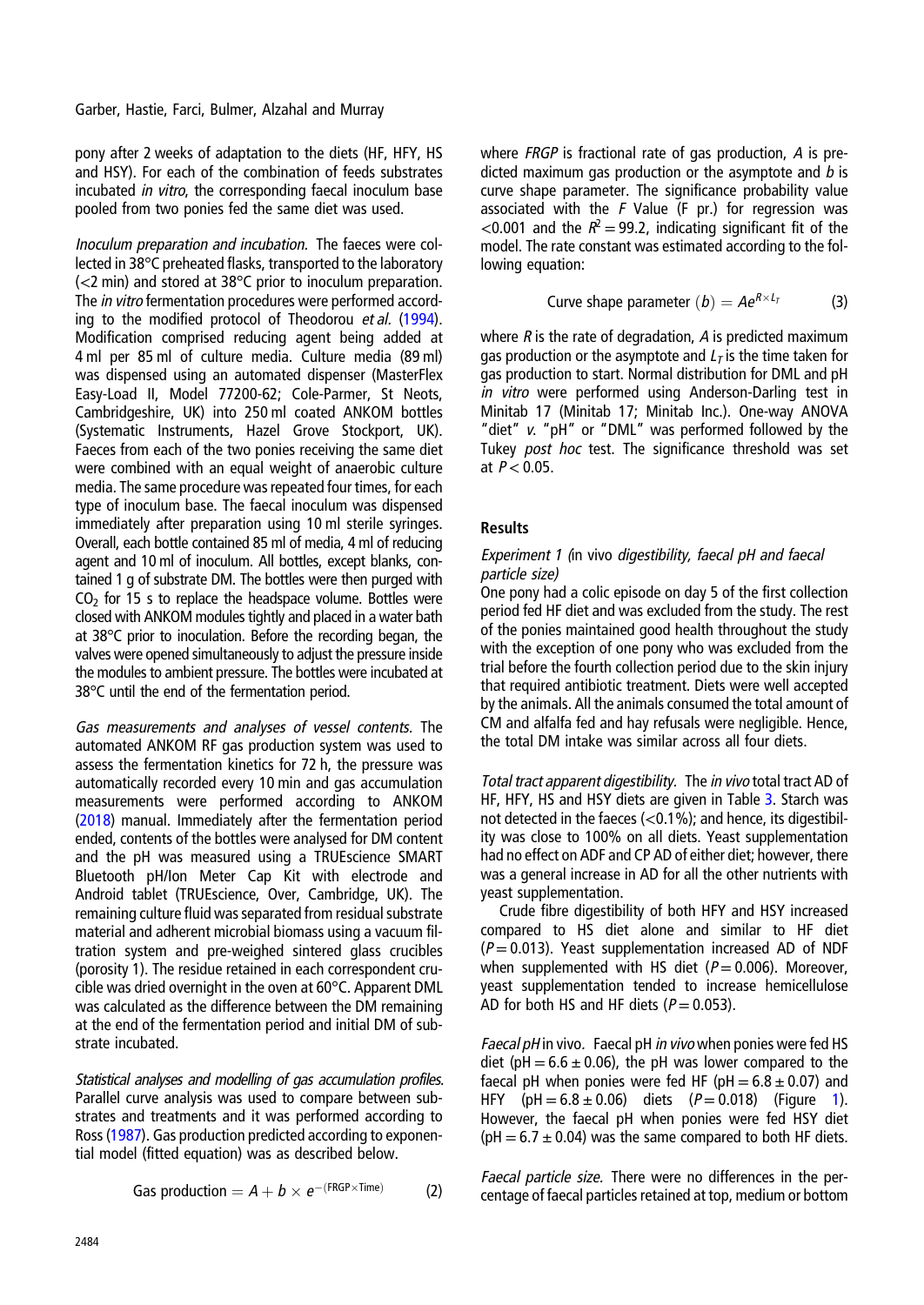pony after 2 weeks of adaptation to the diets (HF, HFY, HS and HSY). For each of the combination of feeds substrates incubated *in vitro*, the corresponding faecal inoculum base pooled from two ponies fed the same diet was used.

*Inoculum preparation and incubation.* The faeces were collected in 38°C preheated flasks, transported to the laboratory (<2 min) and stored at 38°C prior to inoculum preparation. The *in vitro* fermentation procedures were performed according to the modified protocol of Theodorou *et al.* (1994). Modification comprised reducing agent being added at 4 ml per 85 ml of culture media. Culture media (89 ml) was dispensed using an automated dispenser (MasterFlex Easy-Load II, Model 77200-62; Cole-Parmer, St Neots, Cambridgeshire, UK) into 250 ml coated ANKOM bottles (Systematic Instruments, Hazel Grove Stockport, UK). Faeces from each of the two ponies receiving the same diet were combined with an equal weight of anaerobic culture media. The same procedure was repeated four times, for each type of inoculum base. The faecal inoculum was dispensed immediately after preparation using 10 ml sterile syringes. Overall, each bottle contained 85 ml of media, 4 ml of reducing agent and 10 ml of inoculum. All bottles, except blanks, contained 1 g of substrate DM. The bottles were then purged with $CO_2$ for 15 s to replace the headspace volume. Bottles were closed with ANKOM modules tightly and placed in a water bath at 38°C prior to inoculation. Before the recording began, the valves were opened simultaneously to adjust the pressure inside the modules to ambient pressure. The bottles were incubated at 38°C until the end of the fermentation period.

*Gas measurements and analyses of vessel contents.* The automated ANKOM RF gas production system was used to assess the fermentation kinetics for 72 h, the pressure was automatically recorded every 10 min and gas accumulation measurements were performed according to ANKOM (2018) manual. Immediately after the fermentation period ended, contents of the bottles were analysed for DM content and the pH was measured using a TRUEscience SMART Bluetooth pH/Ion Meter Cap Kit with electrode and Android tablet (TRUEscience, Over, Cambridge, UK). The remaining culture fluid was separated from residual substrate material and adherent microbial biomass using a vacuum filtration system and pre-weighed sintered glass crucibles (porosity 1). The residue retained in each correspondent crucible was dried overnight in the oven at 60°C. Apparent DML was calculated as the difference between the DM remaining at the end of the fermentation period and initial DM of substrate incubated.

*Statistical analyses and modelling of gas accumulation profiles.* Parallel curve analysis was used to compare between substrates and treatments and it was performed according to Ross (1987). Gas production predicted according to exponential model (fitted equation) was as described below.

$$\text{Gas production} = A + b \times e^{-(\text{FRGP} \times \text{Time})} \qquad (2)$$

where *FRGP* is fractional rate of gas production, *A* is predicted maximum gas production or the asymptote and *b* is curve shape parameter. The significance probability value associated with the *F* Value (F pr.) for regression was <0.001 and the $R^2 = 99.2$, indicating significant fit of the model. The rate constant was estimated according to the following equation:

$$\text{Curve shape parameter } (b) = Ae^{R \times L_T} \qquad (3)$$

where *R* is the rate of degradation, *A* is predicted maximum gas production or the asymptote and $L_T$ is the time taken for gas production to start. Normal distribution for DML and pH *in vitro* were performed using Anderson-Darling test in Minitab 17 (Minitab 17; Minitab Inc.). One-way ANOVA "diet" *v.* "pH" or "DML" was performed followed by the Tukey *post hoc* test. The significance threshold was set at $P < 0.05$.

## Results

### Experiment 1 (*in* vivo *digestibility, faecal pH and faecal particle size*)

One pony had a colic episode on day 5 of the first collection period fed HF diet and was excluded from the study. The rest of the ponies maintained good health throughout the study with the exception of one pony who was excluded from the trial before the fourth collection period due to the skin injury that required antibiotic treatment. Diets were well accepted by the animals. All the animals consumed the total amount of CM and alfalfa fed and hay refusals were negligible. Hence, the total DM intake was similar across all four diets.

*Total tract apparent digestibility.* The *in vivo* total tract AD of HF, HFY, HS and HSY diets are given in Table 3. Starch was not detected in the faeces (<0.1%); and hence, its digestibility was close to 100% on all diets. Yeast supplementation had no effect on ADF and CP AD of either diet; however, there was a general increase in AD for all the other nutrients with yeast supplementation.

Crude fibre digestibility of both HFY and HSY increased compared to HS diet alone and similar to HF diet ($P = 0.013$). Yeast supplementation increased AD of NDF when supplemented with HS diet ($P = 0.006$). Moreover, yeast supplementation tended to increase hemicellulose AD for both HS and HF diets ($P = 0.053$).

*Faecal pH* in vivo. Faecal pH *in vivo* when ponies were fed HS diet (pH = 6.6 ± 0.06), the pH was lower compared to the faecal pH when ponies were fed HF (pH = 6.8 ± 0.07) and HFY (pH = 6.8 ± 0.06) diets ($P = 0.018$) (Figure 1). However, the faecal pH when ponies were fed HSY diet (pH = 6.7 ± 0.04) was the same compared to both HF diets.

*Faecal particle size.* There were no differences in the percentage of faecal particles retained at top, medium or bottom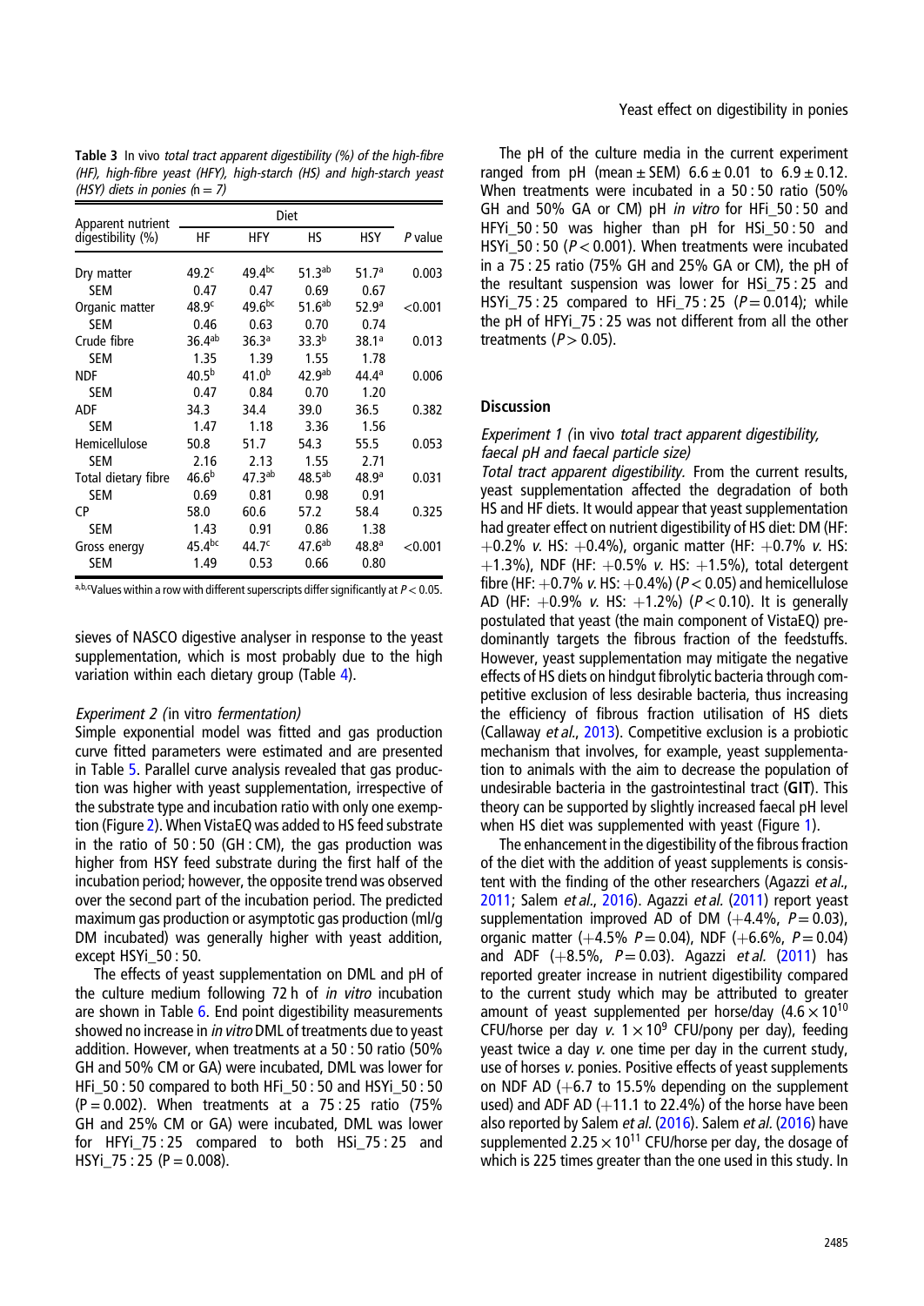**Table 3** In vivo *total tract apparent digestibility (%) of the high-fibre (HF), high-fibre yeast (HFY), high-starch (HS) and high-starch yeast (HSY) diets in ponies* ($n = 7$)

| Apparent nutrient digestibility (%) | Diet | | | | *P* value |
|---|---|---|---|---|---|
| | HF | HFY | HS | HSY | |
| Dry matter | 49.2[c] | 49.4[bc] | 51.3[ab] | 51.7[a] | 0.003 |
| SEM | 0.47 | 0.47 | 0.69 | 0.67 | |
| Organic matter | 48.9[c] | 49.6[bc] | 51.6[ab] | 52.9[a] | <0.001 |
| SEM | 0.46 | 0.63 | 0.70 | 0.74 | |
| Crude fibre | 36.4[ab] | 36.3[a] | 33.3[b] | 38.1[a] | 0.013 |
| SEM | 1.35 | 1.39 | 1.55 | 1.78 | |
| NDF | 40.5[b] | 41.0[b] | 42.9[ab] | 44.4[a] | 0.006 |
| SEM | 0.47 | 0.84 | 0.70 | 1.20 | |
| ADF | 34.3 | 34.4 | 39.0 | 36.5 | 0.382 |
| SEM | 1.47 | 1.18 | 3.36 | 1.56 | |
| Hemicellulose | 50.8 | 51.7 | 54.3 | 55.5 | 0.053 |
| SEM | 2.16 | 2.13 | 1.55 | 2.71 | |
| Total dietary fibre | 46.6[b] | 47.3[ab] | 48.5[ab] | 48.9[a] | 0.031 |
| SEM | 0.69 | 0.81 | 0.98 | 0.91 | |
| CP | 58.0 | 60.6 | 57.2 | 58.4 | 0.325 |
| SEM | 1.43 | 0.91 | 0.86 | 1.38 | |
| Gross energy | 45.4[bc] | 44.7[c] | 47.6[ab] | 48.8[a] | <0.001 |
| SEM | 1.49 | 0.53 | 0.66 | 0.80 | |

[a,b,c]Values within a row with different superscripts differ significantly at $P < 0.05$.

sieves of NASCO digestive analyser in response to the yeast supplementation, which is most probably due to the high variation within each dietary group (Table 4).

### *Experiment 2 (*in vitro *fermentation)*

Simple exponential model was fitted and gas production curve fitted parameters were estimated and are presented in Table 5. Parallel curve analysis revealed that gas production was higher with yeast supplementation, irrespective of the substrate type and incubation ratio with only one exemption (Figure 2). When VistaEQ was added to HS feed substrate in the ratio of 50 : 50 (GH : CM), the gas production was higher from HSY feed substrate during the first half of the incubation period; however, the opposite trend was observed over the second part of the incubation period. The predicted maximum gas production or asymptotic gas production (ml/g DM incubated) was generally higher with yeast addition, except HSYi_50 : 50.

The effects of yeast supplementation on DML and pH of the culture medium following 72 h of *in vitro* incubation are shown in Table 6. End point digestibility measurements showed no increase in *in vitro* DML of treatments due to yeast addition. However, when treatments at a 50 : 50 ratio (50% GH and 50% CM or GA) were incubated, DML was lower for HFi_50 : 50 compared to both HFi_50 : 50 and HSYi_50 : 50 ($P = 0.002$). When treatments at a 75 : 25 ratio (75% GH and 25% CM or GA) were incubated, DML was lower for HFYi_75 : 25 compared to both HSi_75 : 25 and HSYi_75 : 25 ($P = 0.008$).

The pH of the culture media in the current experiment ranged from pH (mean ± SEM) 6.6 ± 0.01 to 6.9 ± 0.12. When treatments were incubated in a 50 : 50 ratio (50% GH and 50% GA or CM) pH *in vitro* for HFi_50 : 50 and HFYi_50 : 50 was higher than pH for HSi_50 : 50 and HSYi_50 : 50 ($P < 0.001$). When treatments were incubated in a 75 : 25 ratio (75% GH and 25% GA or CM), the pH of the resultant suspension was lower for HSi_75 : 25 and HSYi_75 : 25 compared to HFi_75 : 25 ($P = 0.014$); while the pH of HFYi_75 : 25 was not different from all the other treatments ($P > 0.05$).

## Discussion

### *Experiment 1 (*in vivo *total tract apparent digestibility, faecal pH and faecal particle size)*

*Total tract apparent digestibility.* From the current results, yeast supplementation affected the degradation of both HS and HF diets. It would appear that yeast supplementation had greater effect on nutrient digestibility of HS diet: DM (HF: +0.2% *v.* HS: +0.4%), organic matter (HF: +0.7% *v.* HS: +1.3%), NDF (HF: +0.5% *v.* HS: +1.5%), total detergent fibre (HF: +0.7% *v.* HS: +0.4%) ($P < 0.05$) and hemicellulose AD (HF: +0.9% *v.* HS: +1.2%) ($P < 0.10$). It is generally postulated that yeast (the main component of VistaEQ) predominantly targets the fibrous fraction of the feedstuffs. However, yeast supplementation may mitigate the negative effects of HS diets on hindgut fibrolytic bacteria through competitive exclusion of less desirable bacteria, thus increasing the efficiency of fibrous fraction utilisation of HS diets (Callaway *et al.*, 2013). Competitive exclusion is a probiotic mechanism that involves, for example, yeast supplementation to animals with the aim to decrease the population of undesirable bacteria in the gastrointestinal tract (**GIT**). This theory can be supported by slightly increased faecal pH level when HS diet was supplemented with yeast (Figure 1).

The enhancement in the digestibility of the fibrous fraction of the diet with the addition of yeast supplements is consistent with the finding of the other researchers (Agazzi *et al.*, 2011; Salem *et al.*, 2016). Agazzi *et al.* (2011) report yeast supplementation improved AD of DM (+4.4%, $P = 0.03$), organic matter (+4.5% $P = 0.04$), NDF (+6.6%, $P = 0.04$) and ADF (+8.5%, $P = 0.03$). Agazzi *et al.* (2011) has reported greater increase in nutrient digestibility compared to the current study which may be attributed to greater amount of yeast supplemented per horse/day ($4.6 \times 10^{10}$ CFU/horse per day *v.* $1 \times 10^{9}$ CFU/pony per day), feeding yeast twice a day *v.* one time per day in the current study, use of horses *v.* ponies. Positive effects of yeast supplements on NDF AD (+6.7 to 15.5% depending on the supplement used) and ADF AD (+11.1 to 22.4%) of the horse have been also reported by Salem *et al.* (2016). Salem *et al.* (2016) have supplemented $2.25 \times 10^{11}$ CFU/horse per day, the dosage of which is 225 times greater than the one used in this study. In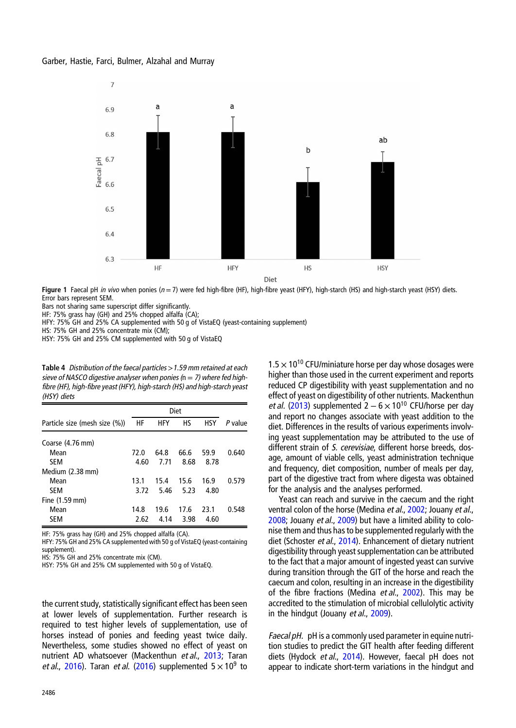Figure 1 Faecal pH *in vivo* when ponies ($n = 7$) were fed high-fibre (HF), high-fibre yeast (HFY), high-starch (HS) and high-starch yeast (HSY) diets. Error bars represent SEM.
Bars not sharing same superscript differ significantly.
HF: 75% grass hay (GH) and 25% chopped alfalfa (CA);
HFY: 75% GH and 25% CA supplemented with 50 g of VistaEQ (yeast-containing supplement)
HS: 75% GH and 25% concentrate mix (CM);
HSY: 75% GH and 25% CM supplemented with 50 g of VistaEQ

**Table 4** *Distribution of the faecal particles > 1.59 mm retained at each sieve of NASCO digestive analyser when ponies (n = 7) where fed high-fibre (HF), high-fibre yeast (HFY), high-starch (HS) and high-starch yeast (HSY) diets*

| | Diet | | | | |
|---|---|---|---|---|---|
| Particle size (mesh size (%)) | HF | HFY | HS | HSY | *P* value |
| Coarse (4.76 mm) | | | | | |
| Mean | 72.0 | 64.8 | 66.6 | 59.9 | 0.640 |
| SEM | 4.60 | 7.71 | 8.68 | 8.78 | |
| Medium (2.38 mm) | | | | | |
| Mean | 13.1 | 15.4 | 15.6 | 16.9 | 0.579 |
| SEM | 3.72 | 5.46 | 5.23 | 4.80 | |
| Fine (1.59 mm) | | | | | |
| Mean | 14.8 | 19.6 | 17.6 | 23.1 | 0.548 |
| SEM | 2.62 | 4.14 | 3.98 | 4.60 | |

HF: 75% grass hay (GH) and 25% chopped alfalfa (CA).
HFY: 75% GH and 25% CA supplemented with 50 g of VistaEQ (yeast-containing supplement).
HS: 75% GH and 25% concentrate mix (CM).
HSY: 75% GH and 25% CM supplemented with 50 g of VistaEQ.

the current study, statistically significant effect has been seen at lower levels of supplementation. Further research is required to test higher levels of supplementation, use of horses instead of ponies and feeding yeast twice daily. Nevertheless, some studies showed no effect of yeast on nutrient AD whatsoever (Mackenthun *et al.*, 2013; Taran *et al.*, 2016). Taran *et al.* (2016) supplemented $5 \times 10^9$ to $1.5 \times 10^{10}$ CFU/miniature horse per day whose dosages were higher than those used in the current experiment and reports reduced CP digestibility with yeast supplementation and no effect of yeast on digestibility of other nutrients. Mackenthun *et al.* (2013) supplemented $2 - 6 \times 10^{10}$ CFU/horse per day and report no changes associate with yeast addition to the diet. Differences in the results of various experiments involving yeast supplementation may be attributed to the use of different strain of *S. cerevisiae*, different horse breeds, dosage, amount of viable cells, yeast administration technique and frequency, diet composition, number of meals per day, part of the digestive tract from where digesta was obtained for the analysis and the analyses performed.

Yeast can reach and survive in the caecum and the right ventral colon of the horse (Medina *et al.*, 2002; Jouany *et al.*, 2008; Jouany *et al.*, 2009) but have a limited ability to colonise them and thus has to be supplemented regularly with the diet (Schoster *et al.*, 2014). Enhancement of dietary nutrient digestibility through yeast supplementation can be attributed to the fact that a major amount of ingested yeast can survive during transition through the GIT of the horse and reach the caecum and colon, resulting in an increase in the digestibility of the fibre fractions (Medina *et al.*, 2002). This may be accredited to the stimulation of microbial cellulolytic activity in the hindgut (Jouany *et al.*, 2009).

*Faecal pH.* pH is a commonly used parameter in equine nutrition studies to predict the GIT health after feeding different diets (Hydock *et al.*, 2014). However, faecal pH does not appear to indicate short-term variations in the hindgut and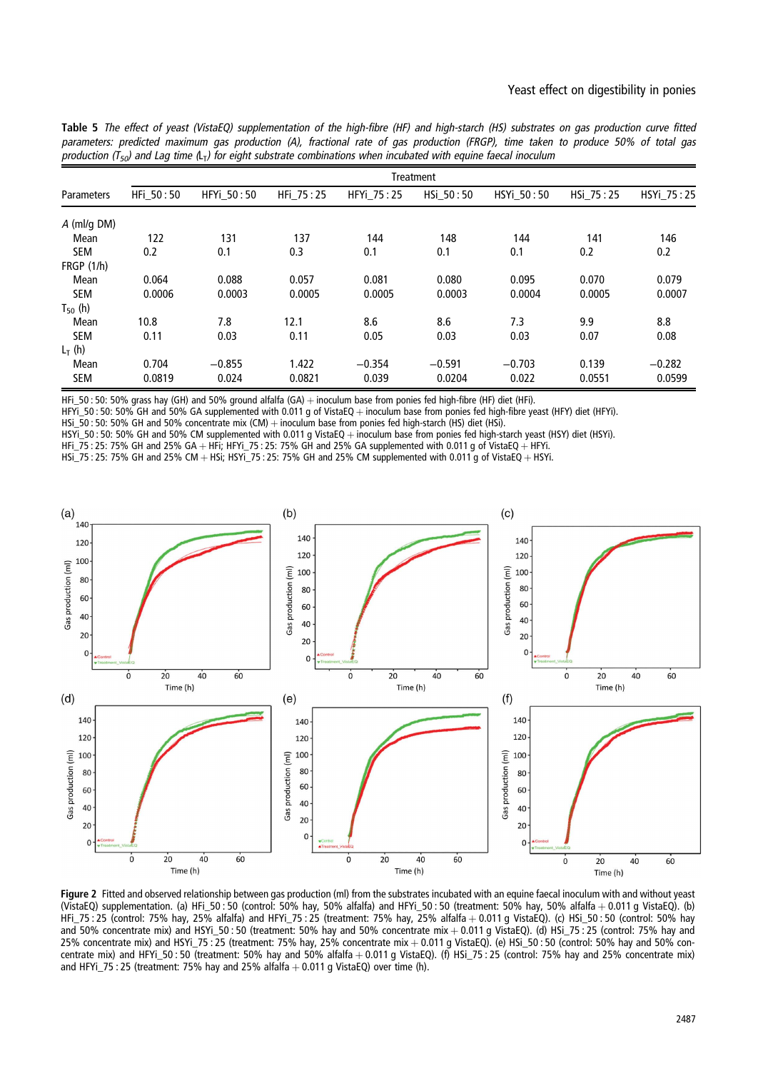**Table 5** *The effect of yeast (VistaEQ) supplementation of the high-fibre (HF) and high-starch (HS) substrates on gas production curve fitted parameters: predicted maximum gas production (A), fractional rate of gas production (FRGP), time taken to produce 50% of total gas production ($T_{50}$) and Lag time ($L_T$) for eight substrate combinations when incubated with equine faecal inoculum*

| | Treatment | | | | | | | |
|---|---|---|---|---|---|---|---|---|
| Parameters | HFi_50 : 50 | HFYi_50 : 50 | HFi_75 : 25 | HFYi_75 : 25 | HSi_50 : 50 | HSYi_50 : 50 | HSi_75 : 25 | HSYi_75 : 25 |
| *A* (ml/g DM) | | | | | | | | |
| Mean | 122 | 131 | 137 | 144 | 148 | 144 | 141 | 146 |
| SEM | 0.2 | 0.1 | 0.3 | 0.1 | 0.1 | 0.1 | 0.2 | 0.2 |
| FRGP (1/h) | | | | | | | | |
| Mean | 0.064 | 0.088 | 0.057 | 0.081 | 0.080 | 0.095 | 0.070 | 0.079 |
| SEM | 0.0006 | 0.0003 | 0.0005 | 0.0005 | 0.0003 | 0.0004 | 0.0005 | 0.0007 |
| $T_{50}$ (h) | | | | | | | | |
| Mean | 10.8 | 7.8 | 12.1 | 8.6 | 8.6 | 7.3 | 9.9 | 8.8 |
| SEM | 0.11 | 0.03 | 0.11 | 0.05 | 0.03 | 0.03 | 0.07 | 0.08 |
| $L_T$ (h) | | | | | | | | |
| Mean | 0.704 | −0.855 | 1.422 | −0.354 | −0.591 | −0.703 | 0.139 | −0.282 |
| SEM | 0.0819 | 0.024 | 0.0821 | 0.039 | 0.0204 | 0.022 | 0.0551 | 0.0599 |

HFi_50 : 50: 50% grass hay (GH) and 50% ground alfalfa (GA) + inoculum base from ponies fed high-fibre (HF) diet (HFi).
HFYi_50 : 50: 50% GH and 50% GA supplemented with 0.011 g of VistaEQ + inoculum base from ponies fed high-fibre yeast (HFY) diet (HFYi).
HSi_50 : 50: 50% GH and 50% concentrate mix (CM) + inoculum base from ponies fed high-starch (HS) diet (HSi).
HSYi_50 : 50: 50% GH and 50% CM supplemented with 0.011 g VistaEQ + inoculum base from ponies fed high-starch yeast (HSY) diet (HSYi).
HFi_75 : 25: 75% GH and 25% GA + HFi; HFYi_75 : 25: 75% GH and 25% GA supplemented with 0.011 g of VistaEQ + HFYi.
HSi_75 : 25: 75% GH and 25% CM + HSi; HSYi_75 : 25: 75% GH and 25% CM supplemented with 0.011 g of VistaEQ + HSYi.

**Figure 2** Fitted and observed relationship between gas production (ml) from the substrates incubated with an equine faecal inoculum with and without yeast (VistaEQ) supplementation. (a) HFi_50 : 50 (control: 50% hay, 50% alfalfa) and HFYi_50 : 50 (treatment: 50% hay, 50% alfalfa + 0.011 g VistaEQ). (b) HFi_75 : 25 (control: 75% hay, 25% alfalfa) and HFYi_75 : 25 (treatment: 75% hay, 25% alfalfa + 0.011 g VistaEQ). (c) HSi_50 : 50 (control: 50% hay and 50% concentrate mix) and HSYi_50 : 50 (treatment: 50% hay and 50% concentrate mix + 0.011 g VistaEQ). (d) HSi_75 : 25 (control: 75% hay and 25% concentrate mix) and HSYi_75 : 25 (treatment: 75% hay, 25% concentrate mix + 0.011 g VistaEQ). (e) HSi_50 : 50 (control: 50% hay and 50% concentrate mix) and HFYi_50 : 50 (treatment: 50% hay and 50% alfalfa + 0.011 g VistaEQ). (f) HSi_75 : 25 (control: 75% hay and 25% concentrate mix) and HFYi_75 : 25 (treatment: 75% hay and 25% alfalfa + 0.011 g VistaEQ) over time (h).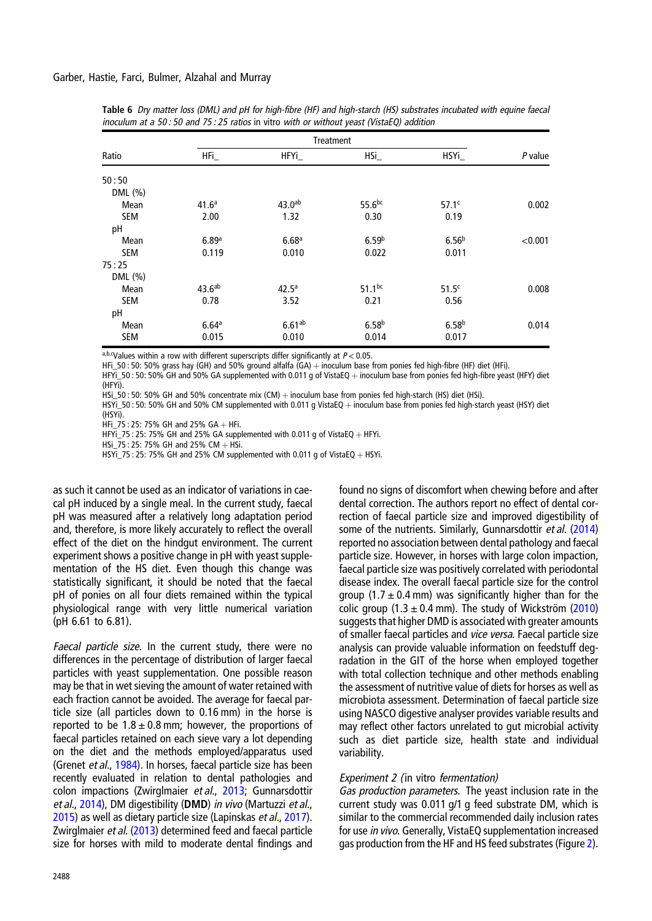**Table 6** *Dry matter loss (DML) and pH for high-fibre (HF) and high-starch (HS) substrates incubated with equine faecal inoculum at a 50 : 50 and 75 : 25 ratios* in vitro *with or without yeast (VistaEQ) addition*

| Ratio | Treatment | | | | *P* value |
|---|---|---|---|---|---|
| | HFi_ | HFYi_ | HSi_ | HSYi_ | |
| 50 : 50 | | | | | |
| DML (%) | | | | | |
| Mean | 41.6[a] | 43.0[ab] | 55.6[bc] | 57.1[c] | 0.002 |
| SEM | 2.00 | 1.32 | 0.30 | 0.19 | |
| pH | | | | | |
| Mean | 6.89[a] | 6.68[a] | 6.59[b] | 6.56[b] | <0.001 |
| SEM | 0.119 | 0.010 | 0.022 | 0.011 | |
| 75 : 25 | | | | | |
| DML (%) | | | | | |
| Mean | 43.6[ab] | 42.5[a] | 51.1[bc] | 51.5[c] | 0.008 |
| SEM | 0.78 | 3.52 | 0.21 | 0.56 | |
| pH | | | | | |
| Mean | 6.64[a] | 6.61[ab] | 6.58[b] | 6.58[b] | 0.014 |
| SEM | 0.015 | 0.010 | 0.014 | 0.017 | |

[a,b,c]Values within a row with different superscripts differ significantly at $P < 0.05$.
HFi_50 : 50: 50% grass hay (GH) and 50% ground alfalfa (GA) + inoculum base from ponies fed high-fibre (HF) diet (HFi).
HFYi_50 : 50: 50% GH and 50% GA supplemented with 0.011 g of VistaEQ + inoculum base from ponies fed high-fibre yeast (HFY) diet (HFYi).
HSi_50 : 50: 50% GH and 50% concentrate mix (CM) + inoculum base from ponies fed high-starch (HS) diet (HSi).
HSYi_50 : 50: 50% GH and 50% CM supplemented with 0.011 g VistaEQ + inoculum base from ponies fed high-starch yeast (HSY) diet (HSYi).
HFi_75 : 25: 75% GH and 25% GA + HFi.
HFYi_75 : 25: 75% GH and 25% GA supplemented with 0.011 g of VistaEQ + HFYi.
HSi_75 : 25: 75% GH and 25% CM + HSi.
HSYi_75 : 25: 75% GH and 25% CM supplemented with 0.011 g of VistaEQ + HSYi.

as such it cannot be used as an indicator of variations in caecal pH induced by a single meal. In the current study, faecal pH was measured after a relatively long adaptation period and, therefore, is more likely accurately to reflect the overall effect of the diet on the hindgut environment. The current experiment shows a positive change in pH with yeast supplementation of the HS diet. Even though this change was statistically significant, it should be noted that the faecal pH of ponies on all four diets remained within the typical physiological range with very little numerical variation (pH 6.61 to 6.81).

*Faecal particle size.* In the current study, there were no differences in the percentage of distribution of larger faecal particles with yeast supplementation. One possible reason may be that in wet sieving the amount of water retained with each fraction cannot be avoided. The average for faecal particle size (all particles down to 0.16 mm) in the horse is reported to be $1.8 \pm 0.8$ mm; however, the proportions of faecal particles retained on each sieve vary a lot depending on the diet and the methods employed/apparatus used (Grenet *et al.*, 1984). In horses, faecal particle size has been recently evaluated in relation to dental pathologies and colon impactions (Zwirglmaier *et al.*, 2013; Gunnarsdottir *et al.*, 2014), DM digestibility (**DMD**) *in vivo* (Martuzzi *et al.*, 2015) as well as dietary particle size (Lapinskas *et al.*, 2017). Zwirglmaier *et al.* (2013) determined feed and faecal particle size for horses with mild to moderate dental findings and found no signs of discomfort when chewing before and after dental correction. The authors report no effect of dental correction of faecal particle size and improved digestibility of some of the nutrients. Similarly, Gunnarsdottir *et al.* (2014) reported no association between dental pathology and faecal particle size. However, in horses with large colon impaction, faecal particle size was positively correlated with periodontal disease index. The overall faecal particle size for the control group ($1.7 \pm 0.4$ mm) was significantly higher than for the colic group ($1.3 \pm 0.4$ mm). The study of Wickström (2010) suggests that higher DMD is associated with greater amounts of smaller faecal particles and *vice versa*. Faecal particle size analysis can provide valuable information on feedstuff degradation in the GIT of the horse when employed together with total collection technique and other methods enabling the assessment of nutritive value of diets for horses as well as microbiota assessment. Determination of faecal particle size using NASCO digestive analyser provides variable results and may reflect other factors unrelated to gut microbial activity such as diet particle size, health state and individual variability.

### Experiment 2 (*in vitro* fermentation)

*Gas production parameters.* The yeast inclusion rate in the current study was 0.011 g/1 g feed substrate DM, which is similar to the commercial recommended daily inclusion rates for use *in vivo*. Generally, VistaEQ supplementation increased gas production from the HF and HS feed substrates (Figure 2).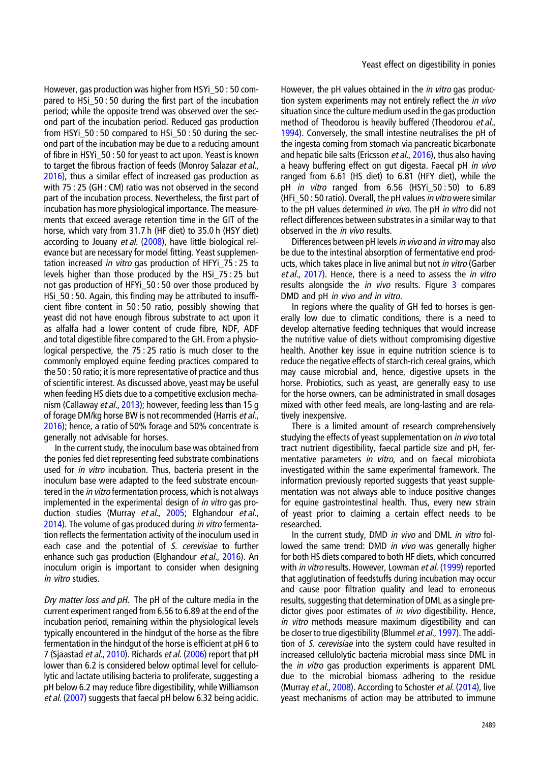However, gas production was higher from HSYi_50 : 50 compared to HSi_50 : 50 during the first part of the incubation period; while the opposite trend was observed over the second part of the incubation period. Reduced gas production from HSYi_50 : 50 compared to HSi_50 : 50 during the second part of the incubation may be due to a reducing amount of fibre in HSYi_50 : 50 for yeast to act upon. Yeast is known to target the fibrous fraction of feeds (Monroy Salazar *et al*., 2016), thus a similar effect of increased gas production as with 75 : 25 (GH : CM) ratio was not observed in the second part of the incubation process. Nevertheless, the first part of incubation has more physiological importance. The measurements that exceed average retention time in the GIT of the horse, which vary from 31.7 h (HF diet) to 35.0 h (HSY diet) according to Jouany *et al.* (2008), have little biological relevance but are necessary for model fitting. Yeast supplementation increased *in vitro* gas production of HFYi_75 : 25 to levels higher than those produced by HSi_75 : 25 but not gas production of HFYi_50 : 50 over those produced by HSi_50 : 50. Again, this finding may be attributed to insufficient fibre content in 50 : 50 ratio, possibly showing that yeast did not have enough fibrous substrate to act upon it as alfalfa had a lower content of crude fibre, NDF, ADF and total digestible fibre compared to the GH. From a physiological perspective, the 75 : 25 ratio is much closer to the commonly employed equine feeding practices compared to the 50 : 50 ratio; it is more representative of practice and thus of scientific interest. As discussed above, yeast may be useful when feeding HS diets due to a competitive exclusion mechanism (Callaway *et al*., 2013); however, feeding less than 15 g of forage DM/kg horse BW is not recommended (Harris *et al*., 2016); hence, a ratio of 50% forage and 50% concentrate is generally not advisable for horses.

In the current study, the inoculum base was obtained from the ponies fed diet representing feed substrate combinations used for *in vitro* incubation. Thus, bacteria present in the inoculum base were adapted to the feed substrate encountered in the *in vitro* fermentation process, which is not always implemented in the experimental design of *in vitro* gas production studies (Murray *et al*., 2005; Elghandour *et al*., 2014). The volume of gas produced during *in vitro* fermentation reflects the fermentation activity of the inoculum used in each case and the potential of *S. cerevisiae* to further enhance such gas production (Elghandour *et al*., 2016). An inoculum origin is important to consider when designing *in vitro* studies.

*Dry matter loss and pH.* The pH of the culture media in the current experiment ranged from 6.56 to 6.89 at the end of the incubation period, remaining within the physiological levels typically encountered in the hindgut of the horse as the fibre fermentation in the hindgut of the horse is efficient at pH 6 to 7 (Sjaastad *et al*., 2010). Richards *et al.* (2006) report that pH lower than 6.2 is considered below optimal level for cellulolytic and lactate utilising bacteria to proliferate, suggesting a pH below 6.2 may reduce fibre digestibility, while Williamson *et al.* (2007) suggests that faecal pH below 6.32 being acidic. However, the pH values obtained in the *in vitro* gas production system experiments may not entirely reflect the *in vivo* situation since the culture medium used in the gas production method of Theodorou is heavily buffered (Theodorou *et al*., 1994). Conversely, the small intestine neutralises the pH of the ingesta coming from stomach via pancreatic bicarbonate and hepatic bile salts (Ericsson *et al*., 2016), thus also having a heavy buffering effect on gut digesta. Faecal pH *in vivo* ranged from 6.61 (HS diet) to 6.81 (HFY diet), while the pH *in vitro* ranged from 6.56 (HSYi_50 : 50) to 6.89 (HFi_50 : 50 ratio). Overall, the pH values *in vitro* were similar to the pH values determined *in vivo*. The pH *in vitro* did not reflect differences between substrates in a similar way to that observed in the *in vivo* results.

Differences between pH levels *in vivo* and *in vitro* may also be due to the intestinal absorption of fermentative end products, which takes place in live animal but not *in vitro* (Garber *et al*., 2017). Hence, there is a need to assess the *in vitro* results alongside the *in vivo* results. Figure 3 compares DMD and pH *in vivo and in vitro.*

In regions where the quality of GH fed to horses is generally low due to climatic conditions, there is a need to develop alternative feeding techniques that would increase the nutritive value of diets without compromising digestive health. Another key issue in equine nutrition science is to reduce the negative effects of starch-rich cereal grains, which may cause microbial and, hence, digestive upsets in the horse. Probiotics, such as yeast, are generally easy to use for the horse owners, can be administrated in small dosages mixed with other feed meals, are long-lasting and are relatively inexpensive.

There is a limited amount of research comprehensively studying the effects of yeast supplementation on *in vivo* total tract nutrient digestibility, faecal particle size and pH, fermentative parameters *in vitro*, and on faecal microbiota investigated within the same experimental framework. The information previously reported suggests that yeast supplementation was not always able to induce positive changes for equine gastrointestinal health. Thus, every new strain of yeast prior to claiming a certain effect needs to be researched.

In the current study, DMD *in vivo* and DML *in vitro* followed the same trend: DMD *in vivo* was generally higher for both HS diets compared to both HF diets, which concurred with *in vitro* results. However, Lowman *et al.* (1999) reported that agglutination of feedstuffs during incubation may occur and cause poor filtration quality and lead to erroneous results, suggesting that determination of DML as a single predictor gives poor estimates of *in vivo* digestibility. Hence, *in vitro* methods measure maximum digestibility and can be closer to true digestibility (Blummel *et al*., 1997). The addition of *S. cerevisiae* into the system could have resulted in increased cellulolytic bacteria microbial mass since DML in the *in vitro* gas production experiments is apparent DML due to the microbial biomass adhering to the residue (Murray *et al*., 2008). According to Schoster *et al.* (2014), live yeast mechanisms of action may be attributed to immune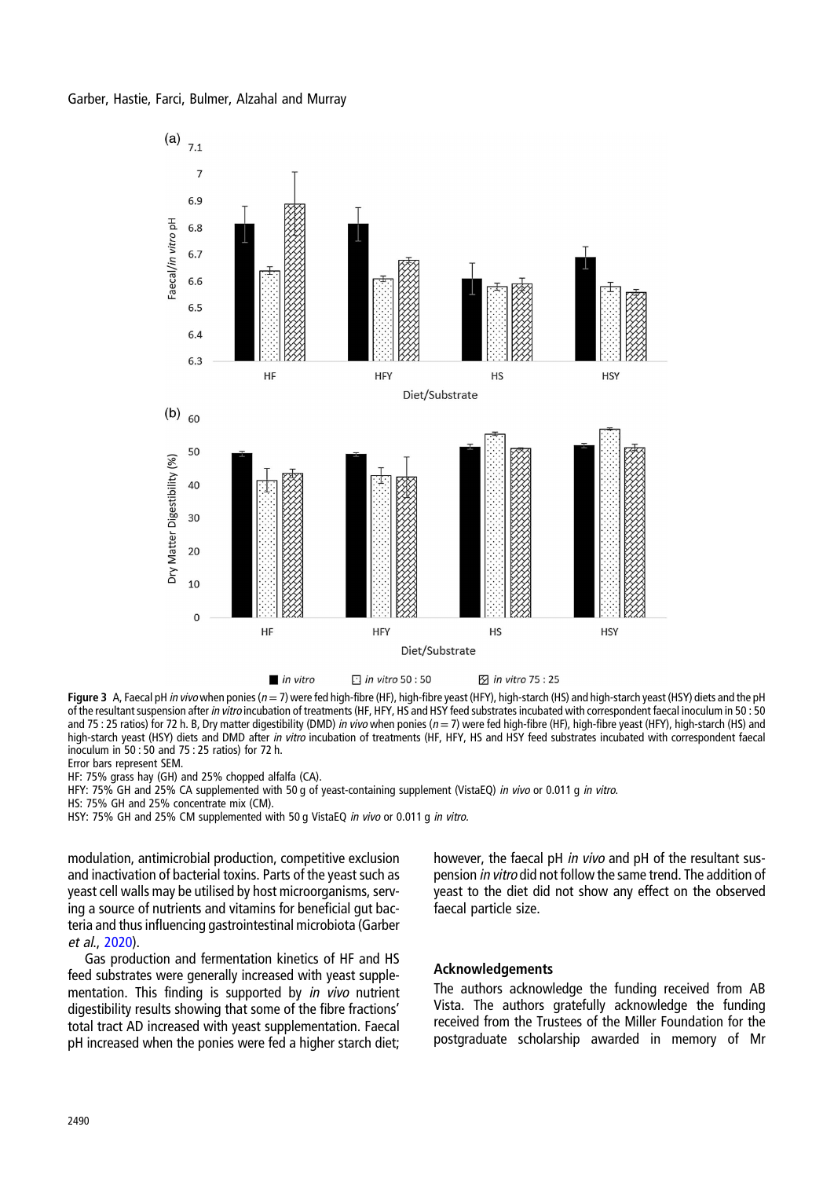**Figure 3** A, Faecal pH *in vivo* when ponies ($n = 7$) were fed high-fibre (HF), high-fibre yeast (HFY), high-starch (HS) and high-starch yeast (HSY) diets and the pH of the resultant suspension after *in vitro* incubation of treatments (HF, HFY, HS and HSY feed substrates incubated with correspondent faecal inoculum in 50 : 50 and 75 : 25 ratios) for 72 h. B, Dry matter digestibility (DMD) *in vivo* when ponies ($n = 7$) were fed high-fibre (HF), high-fibre yeast (HFY), high-starch (HS) and high-starch yeast (HSY) diets and DMD after *in vitro* incubation of treatments (HF, HFY, HS and HSY feed substrates incubated with correspondent faecal inoculum in 50 : 50 and 75 : 25 ratios) for 72 h.
Error bars represent SEM.
HF: 75% grass hay (GH) and 25% chopped alfalfa (CA).
HFY: 75% GH and 25% CA supplemented with 50 g of yeast-containing supplement (VistaEQ) *in vivo* or 0.011 g *in vitro*.
HS: 75% GH and 25% concentrate mix (CM).
HSY: 75% GH and 25% CM supplemented with 50 g VistaEQ *in vivo* or 0.011 g *in vitro*.

modulation, antimicrobial production, competitive exclusion and inactivation of bacterial toxins. Parts of the yeast such as yeast cell walls may be utilised by host microorganisms, serving a source of nutrients and vitamins for beneficial gut bacteria and thus influencing gastrointestinal microbiota (Garber *et al.*, 2020).

Gas production and fermentation kinetics of HF and HS feed substrates were generally increased with yeast supplementation. This finding is supported by *in vivo* nutrient digestibility results showing that some of the fibre fractions' total tract AD increased with yeast supplementation. Faecal pH increased when the ponies were fed a higher starch diet; however, the faecal pH *in vivo* and pH of the resultant suspension *in vitro* did not follow the same trend. The addition of yeast to the diet did not show any effect on the observed faecal particle size.

## Acknowledgements

The authors acknowledge the funding received from AB Vista. The authors gratefully acknowledge the funding received from the Trustees of the Miller Foundation for the postgraduate scholarship awarded in memory of Mr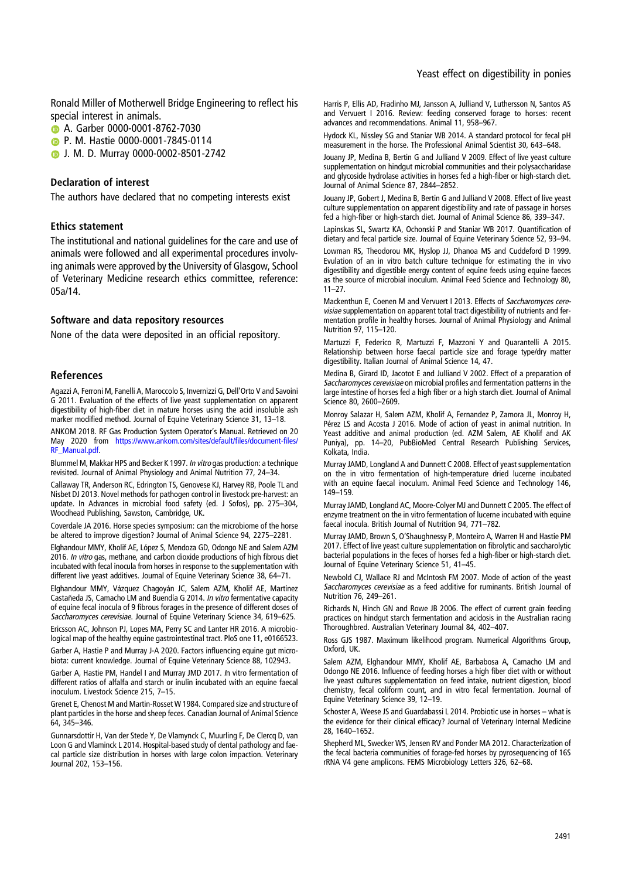Ronald Miller of Motherwell Bridge Engineering to reflect his special interest in animals.

A. Garber 0000-0001-8762-7030

P. M. Hastie 0000-0001-7845-0114

J. M. D. Murray 0000-0002-8501-2742

### Declaration of interest

The authors have declared that no competing interests exist

### Ethics statement

The institutional and national guidelines for the care and use of animals were followed and all experimental procedures involving animals were approved by the University of Glasgow, School of Veterinary Medicine research ethics committee, reference: 05a/14.

### Software and data repository resources

None of the data were deposited in an official repository.

## References

Agazzi A, Ferroni M, Fanelli A, Maroccolo S, Invernizzi G, Dell'Orto V and Savoini G 2011. Evaluation of the effects of live yeast supplementation on apparent digestibility of high-fiber diet in mature horses using the acid insoluble ash marker modified method. Journal of Equine Veterinary Science 31, 13–18.

ANKOM 2018. RF Gas Production System Operator's Manual. Retrieved on 20 May 2020 from https://www.ankom.com/sites/default/files/document-files/RF_Manual.pdf.

Blummel M, Makkar HPS and Becker K 1997. *In vitro* gas production: a technique revisited. Journal of Animal Physiology and Animal Nutrition 77, 24–34.

Callaway TR, Anderson RC, Edrington TS, Genovese KJ, Harvey RB, Poole TL and Nisbet DJ 2013. Novel methods for pathogen control in livestock pre-harvest: an update. In Advances in microbial food safety (ed. J Sofos), pp. 275–304, Woodhead Publishing, Sawston, Cambridge, UK.

Coverdale JA 2016. Horse species symposium: can the microbiome of the horse be altered to improve digestion? Journal of Animal Science 94, 2275–2281.

Elghandour MMY, Kholif AE, López S, Mendoza GD, Odongo NE and Salem AZM 2016. *In vitro* gas, methane, and carbon dioxide productions of high fibrous diet incubated with fecal inocula from horses in response to the supplementation with different live yeast additives. Journal of Equine Veterinary Science 38, 64–71.

Elghandour MMY, Vázquez Chagoyán JC, Salem AZM, Kholif AE, Martínez Castañeda JS, Camacho LM and Buendía G 2014. *In vitro* fermentative capacity of equine fecal inocula of 9 fibrous forages in the presence of different doses of *Saccharomyces cerevisiae*. Journal of Equine Veterinary Science 34, 619–625.

Ericsson AC, Johnson PJ, Lopes MA, Perry SC and Lanter HR 2016. A microbiological map of the healthy equine gastrointestinal tract. PloS one 11, e0166523.

Garber A, Hastie P and Murray J-A 2020. Factors influencing equine gut microbiota: current knowledge. Journal of Equine Veterinary Science 88, 102943.

Garber A, Hastie PM, Handel I and Murray JMD 2017. *In* vitro fermentation of different ratios of alfalfa and starch or inulin incubated with an equine faecal inoculum. Livestock Science 215, 7–15.

Grenet E, Chenost M and Martin-Rosset W 1984. Compared size and structure of plant particles in the horse and sheep feces. Canadian Journal of Animal Science 64, 345–346.

Gunnarsdottir H, Van der Stede Y, De Vlamynck C, Muurling F, De Clercq D, van Loon G and Vlaminck L 2014. Hospital-based study of dental pathology and faecal particle size distribution in horses with large colon impaction. Veterinary Journal 202, 153–156.

Harris P, Ellis AD, Fradinho MJ, Jansson A, Julliand V, Luthersson N, Santos AS and Vervuert I 2016. Review: feeding conserved forage to horses: recent advances and recommendations. Animal 11, 958–967.

Hydock KL, Nissley SG and Staniar WB 2014. A standard protocol for fecal pH measurement in the horse. The Professional Animal Scientist 30, 643–648.

Jouany JP, Medina B, Bertin G and Julliand V 2009. Effect of live yeast culture supplementation on hindgut microbial communities and their polysaccharidase and glycoside hydrolase activities in horses fed a high-fiber or high-starch diet. Journal of Animal Science 87, 2844–2852.

Jouany JP, Gobert J, Medina B, Bertin G and Julliand V 2008. Effect of live yeast culture supplementation on apparent digestibility and rate of passage in horses fed a high-fiber or high-starch diet. Journal of Animal Science 86, 339–347.

Lapinskas SL, Swartz KA, Ochonski P and Staniar WB 2017. Quantification of dietary and fecal particle size. Journal of Equine Veterinary Science 52, 93–94.

Lowman RS, Theodorou MK, Hyslop JJ, Dhanoa MS and Cuddeford D 1999. Evulation of an in vitro batch culture technique for estimating the in vivo digestibility and digestible energy content of equine feeds using equine faeces as the source of microbial inoculum. Animal Feed Science and Technology 80, 11–27.

Mackenthun E, Coenen M and Vervuert I 2013. Effects of *Saccharomyces cerevisiae* supplementation on apparent total tract digestibility of nutrients and fermentation profile in healthy horses. Journal of Animal Physiology and Animal Nutrition 97, 115–120.

Martuzzi F, Federico R, Martuzzi F, Mazzoni Y and Quarantelli A 2015. Relationship between horse faecal particle size and forage type/dry matter digestibility. Italian Journal of Animal Science 14, 47.

Medina B, Girard ID, Jacotot E and Julliand V 2002. Effect of a preparation of *Saccharomyces cerevisiae* on microbial profiles and fermentation patterns in the large intestine of horses fed a high fiber or a high starch diet. Journal of Animal Science 80, 2600–2609.

Monroy Salazar H, Salem AZM, Kholif A, Fernandez P, Zamora JL, Monroy H, Pérez LS and Acosta J 2016. Mode of action of yeast in animal nutrition. In Yeast additive and animal production (ed. AZM Salem, AE Kholif and AK Puniya), pp. 14–20, PubBioMed Central Research Publishing Services, Kolkata, India.

Murray JAMD, Longland A and Dunnett C 2008. Effect of yeast supplementation on the in vitro fermentation of high-temperature dried lucerne incubated with an equine faecal inoculum. Animal Feed Science and Technology 146, 149–159.

Murray JAMD, Longland AC, Moore-Colyer MJ and Dunnett C 2005. The effect of enzyme treatment on the in vitro fermentation of lucerne incubated with equine faecal inocula. British Journal of Nutrition 94, 771–782.

Murray JMD, Brown S, O'Shaughnessy P, Monteiro A, Warren H and Hastie PM 2017. Effect of live yeast culture supplementation on fibrolytic and saccharolytic bacterial populations in the feces of horses fed a high-fiber or high-starch diet. Journal of Equine Veterinary Science 51, 41–45.

Newbold CJ, Wallace RJ and McIntosh FM 2007. Mode of action of the yeast *Saccharomyces cerevisiae* as a feed additive for ruminants. British Journal of Nutrition 76, 249–261.

Richards N, Hinch GN and Rowe JB 2006. The effect of current grain feeding practices on hindgut starch fermentation and acidosis in the Australian racing Thoroughbred. Australian Veterinary Journal 84, 402–407.

Ross GJS 1987. Maximum likelihood program. Numerical Algorithms Group, Oxford, UK.

Salem AZM, Elghandour MMY, Kholif AE, Barbabosa A, Camacho LM and Odongo NE 2016. Influence of feeding horses a high fiber diet with or without live yeast cultures supplementation on feed intake, nutrient digestion, blood chemistry, fecal coliform count, and in vitro fecal fermentation. Journal of Equine Veterinary Science 39, 12–19.

Schoster A, Weese JS and Guardabassi L 2014. Probiotic use in horses – what is the evidence for their clinical efficacy? Journal of Veterinary Internal Medicine 28, 1640–1652.

Shepherd ML, Swecker WS, Jensen RV and Ponder MA 2012. Characterization of the fecal bacteria communities of forage-fed horses by pyrosequencing of 16S rRNA V4 gene amplicons. FEMS Microbiology Letters 326, 62–68.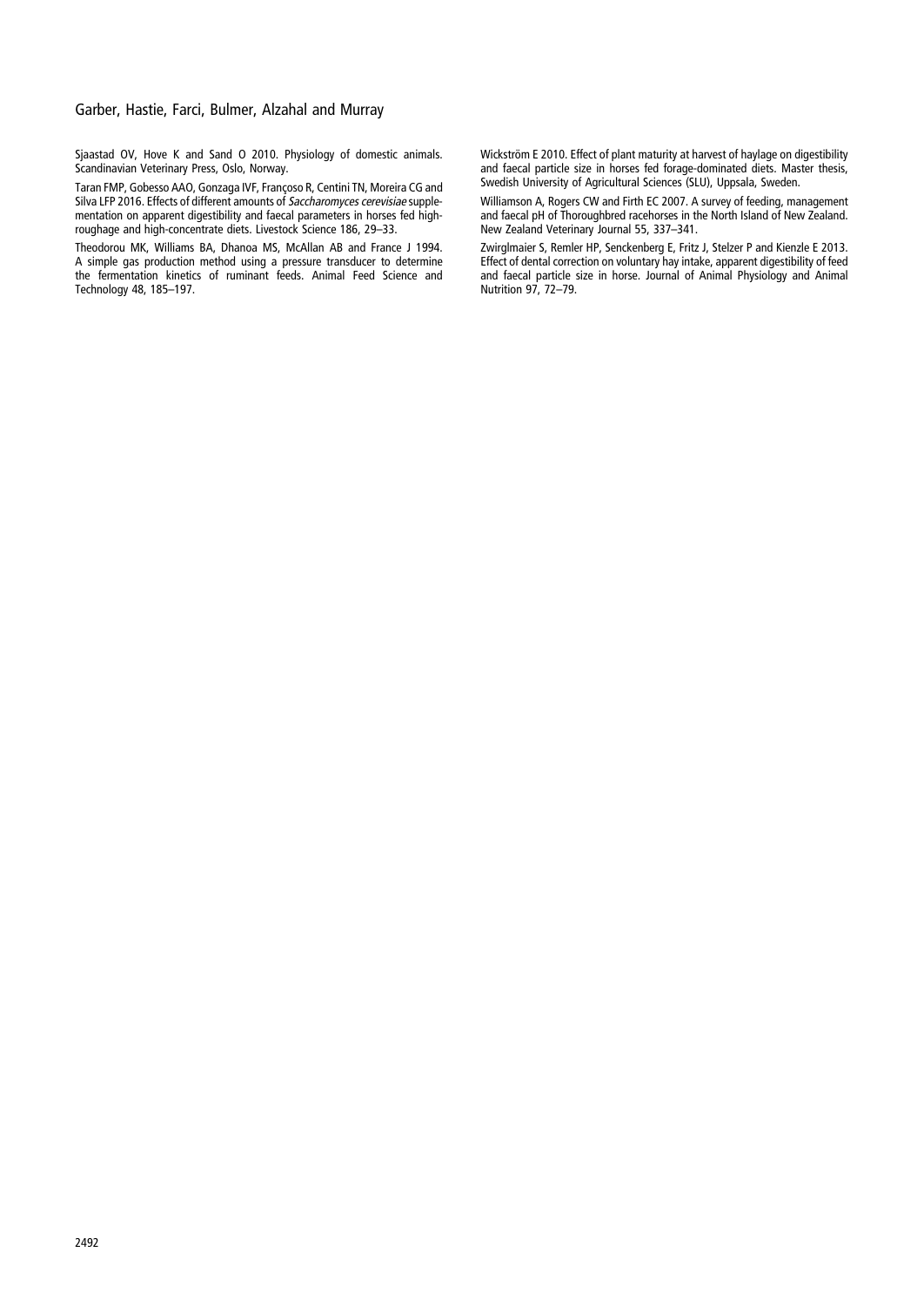Sjaastad OV, Hove K and Sand O 2010. Physiology of domestic animals. Scandinavian Veterinary Press, Oslo, Norway.

Taran FMP, Gobesso AAO, Gonzaga IVF, Françoso R, Centini TN, Moreira CG and Silva LFP 2016. Effects of different amounts of *Saccharomyces cerevisiae* supplementation on apparent digestibility and faecal parameters in horses fed high-roughage and high-concentrate diets. Livestock Science 186, 29–33.

Theodorou MK, Williams BA, Dhanoa MS, McAllan AB and France J 1994. A simple gas production method using a pressure transducer to determine the fermentation kinetics of ruminant feeds. Animal Feed Science and Technology 48, 185–197.

Wickström E 2010. Effect of plant maturity at harvest of haylage on digestibility and faecal particle size in horses fed forage-dominated diets. Master thesis, Swedish University of Agricultural Sciences (SLU), Uppsala, Sweden.

Williamson A, Rogers CW and Firth EC 2007. A survey of feeding, management and faecal pH of Thoroughbred racehorses in the North Island of New Zealand. New Zealand Veterinary Journal 55, 337–341.

Zwirglmaier S, Remler HP, Senckenberg E, Fritz J, Stelzer P and Kienzle E 2013. Effect of dental correction on voluntary hay intake, apparent digestibility of feed and faecal particle size in horse. Journal of Animal Physiology and Animal Nutrition 97, 72–79.